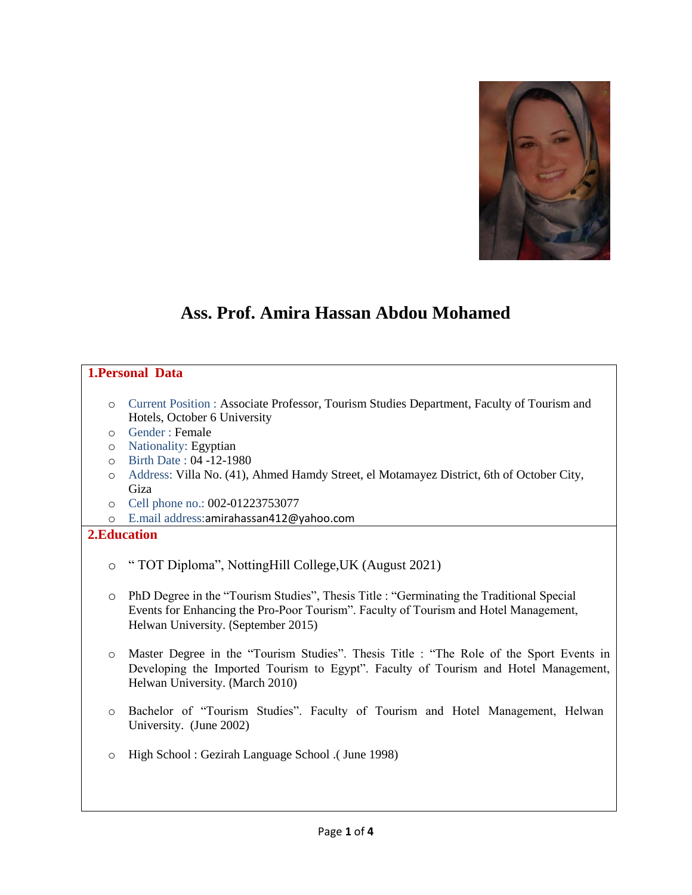# Ass. Prof. Amira Hassan Abdou Mohamed

## 1.Personal Data

- Current Position : Associate Professor, Tourism Studies Department, Faculty of Tourism and Hotels, October 6 University
- Gender : Female
- Nationality: Egyptian
- Birth Date : 04 -12-1980
- Address: Villa No. (41), Ahmed Hamdy Street, el Motamayez District, 6th of October City, Giza
- Cell phone no.: 002-01223753077
- E.mail address:amirahassan412@yahoo.com

## 2.Education

- " TOT Diploma", NottingHill College,UK (August 2021)
- PhD Degree in the "Tourism Studies", Thesis Title : "Germinating the Traditional Special Events for Enhancing the Pro-Poor Tourism". Faculty of Tourism and Hotel Management, Helwan University. (September 2015)
- Master Degree in the "Tourism Studies". Thesis Title : "The Role of the Sport Events in Developing the Imported Tourism to Egypt". Faculty of Tourism and Hotel Management, Helwan University. (March 2010)
- Bachelor of "Tourism Studies". Faculty of Tourism and Hotel Management, Helwan University. (June 2002)
- High School : Gezirah Language School .( June 1998)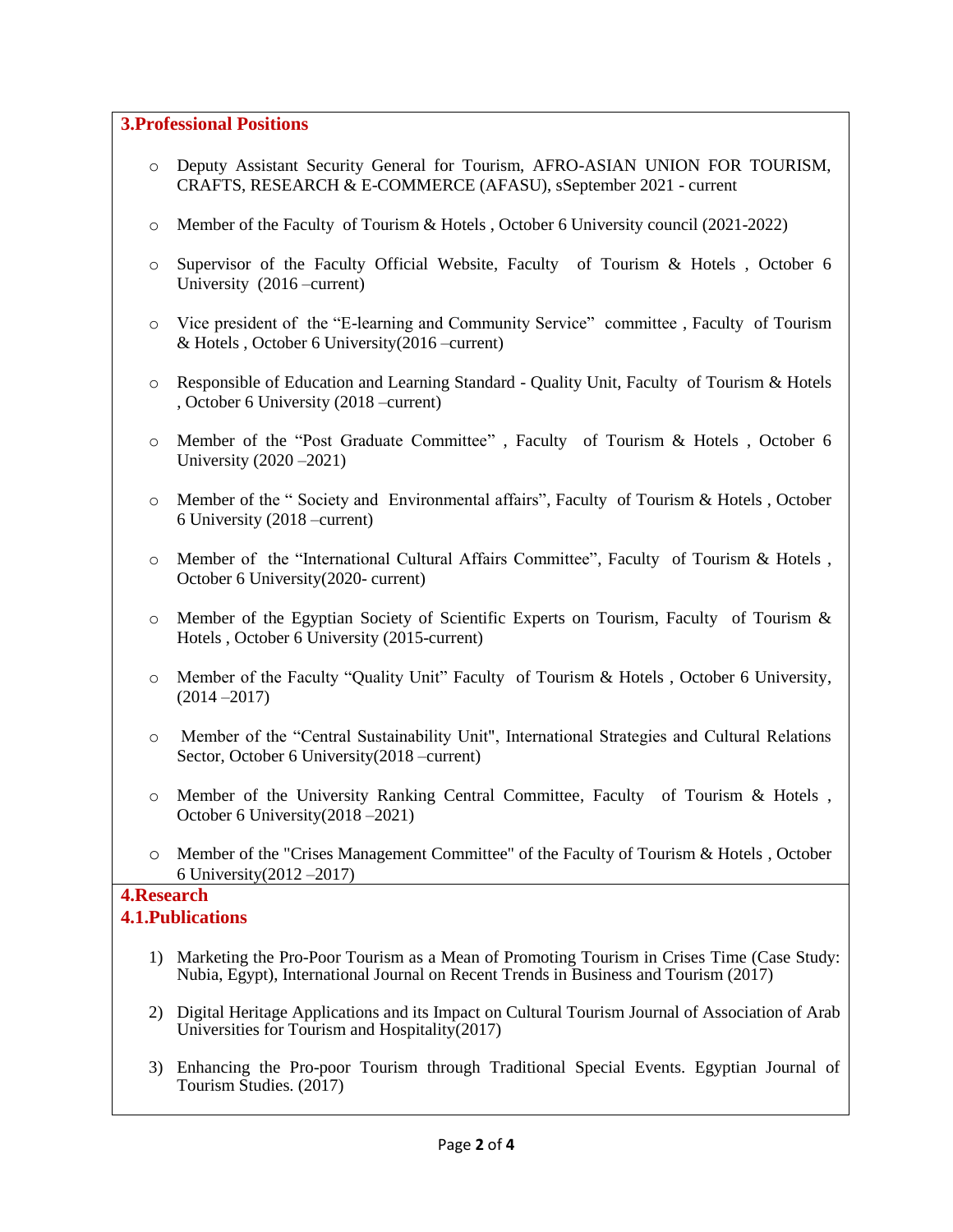## 3.Professional Positions

- Deputy Assistant Security General for Tourism, AFRO-ASIAN UNION FOR TOURISM, CRAFTS, RESEARCH & E-COMMERCE (AFASU), sSeptember 2021 - current
- Member of the Faculty of Tourism & Hotels , October 6 University council (2021-2022)
- Supervisor of the Faculty Official Website, Faculty of Tourism & Hotels , October 6 University (2016 –current)
- Vice president of the "E-learning and Community Service" committee , Faculty of Tourism & Hotels , October 6 University(2016 –current)
- Responsible of Education and Learning Standard - Quality Unit, Faculty of Tourism & Hotels , October 6 University (2018 –current)
- Member of the "Post Graduate Committee" , Faculty of Tourism & Hotels , October 6 University (2020 –2021)
- Member of the " Society and Environmental affairs", Faculty of Tourism & Hotels , October 6 University (2018 –current)
- Member of the "International Cultural Affairs Committee", Faculty of Tourism & Hotels , October 6 University(2020- current)
- Member of the Egyptian Society of Scientific Experts on Tourism, Faculty of Tourism & Hotels , October 6 University (2015-current)
- Member of the Faculty "Quality Unit" Faculty of Tourism & Hotels , October 6 University, (2014 –2017)
- Member of the "Central Sustainability Unit", International Strategies and Cultural Relations Sector, October 6 University(2018 –current)
- Member of the University Ranking Central Committee, Faculty of Tourism & Hotels , October 6 University(2018 –2021)
- Member of the "Crises Management Committee" of the Faculty of Tourism & Hotels , October 6 University(2012 –2017)

## 4.Research

### 4.1.Publications

1) Marketing the Pro-Poor Tourism as a Mean of Promoting Tourism in Crises Time (Case Study: Nubia, Egypt), International Journal on Recent Trends in Business and Tourism (2017)
2) Digital Heritage Applications and its Impact on Cultural Tourism Journal of Association of Arab Universities for Tourism and Hospitality(2017)
3) Enhancing the Pro-poor Tourism through Traditional Special Events. Egyptian Journal of Tourism Studies. (2017)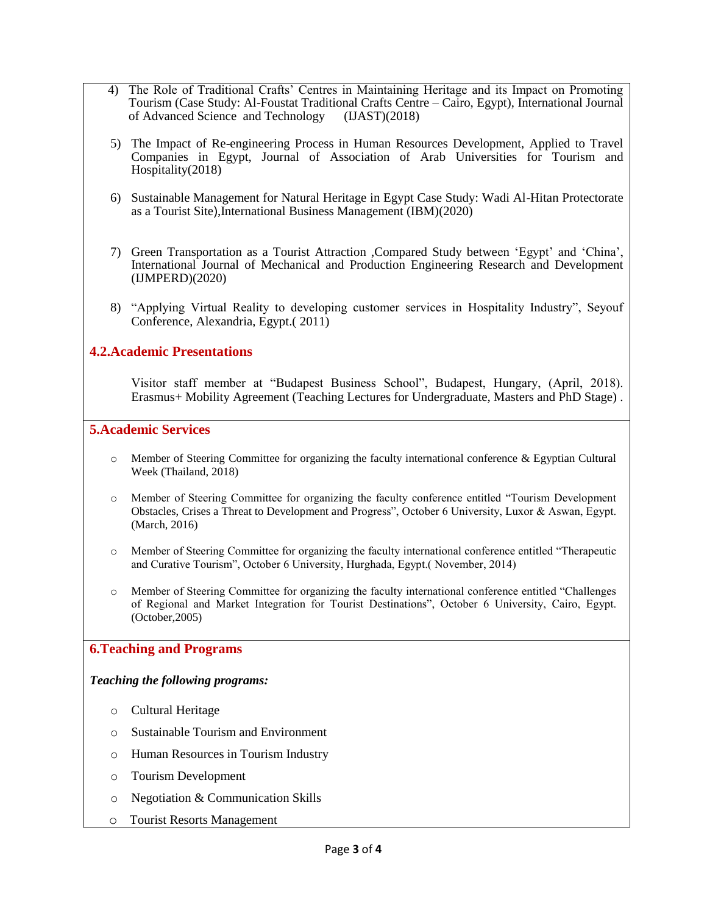4) The Role of Traditional Crafts' Centres in Maintaining Heritage and its Impact on Promoting Tourism (Case Study: Al-Foustat Traditional Crafts Centre – Cairo, Egypt), International Journal of Advanced Science and Technology (IJAST)(2018)

5) The Impact of Re-engineering Process in Human Resources Development, Applied to Travel Companies in Egypt, Journal of Association of Arab Universities for Tourism and Hospitality(2018)

6) Sustainable Management for Natural Heritage in Egypt Case Study: Wadi Al-Hitan Protectorate as a Tourist Site),International Business Management (IBM)(2020)

7) Green Transportation as a Tourist Attraction ,Compared Study between 'Egypt' and 'China', International Journal of Mechanical and Production Engineering Research and Development (IJMPERD)(2020)

8) "Applying Virtual Reality to developing customer services in Hospitality Industry", Seyouf Conference, Alexandria, Egypt.( 2011)

## 4.2.Academic Presentations

Visitor staff member at "Budapest Business School", Budapest, Hungary, (April, 2018). Erasmus+ Mobility Agreement (Teaching Lectures for Undergraduate, Masters and PhD Stage) .

## 5.Academic Services

- Member of Steering Committee for organizing the faculty international conference & Egyptian Cultural Week (Thailand, 2018)
- Member of Steering Committee for organizing the faculty conference entitled "Tourism Development Obstacles, Crises a Threat to Development and Progress", October 6 University, Luxor & Aswan, Egypt. (March, 2016)
- Member of Steering Committee for organizing the faculty international conference entitled "Therapeutic and Curative Tourism", October 6 University, Hurghada, Egypt.( November, 2014)
- Member of Steering Committee for organizing the faculty international conference entitled "Challenges of Regional and Market Integration for Tourist Destinations", October 6 University, Cairo, Egypt. (October,2005)

## 6.Teaching and Programs

***Teaching the following programs:***

- Cultural Heritage
- Sustainable Tourism and Environment
- Human Resources in Tourism Industry
- Tourism Development
- Negotiation & Communication Skills
- Tourist Resorts Management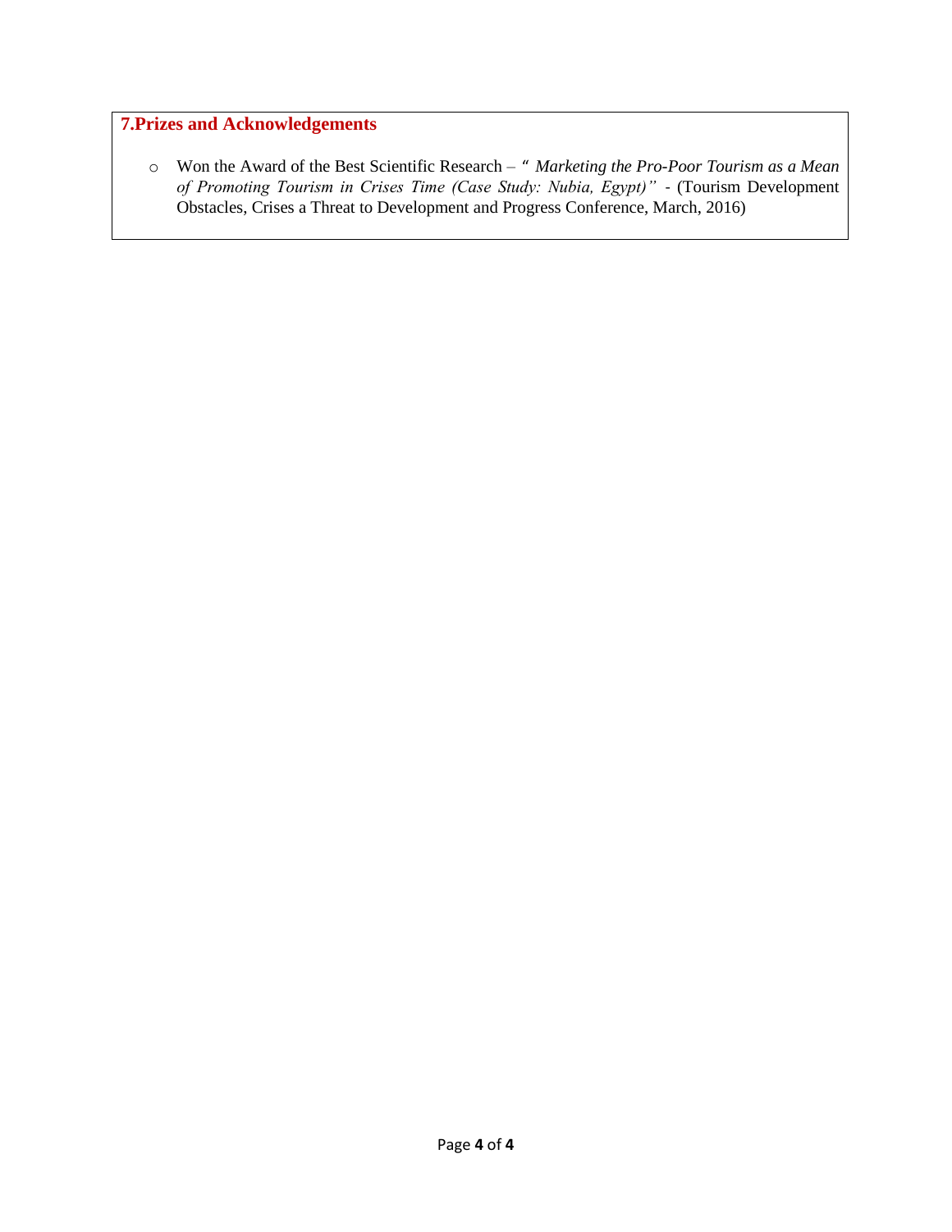## 7.Prizes and Acknowledgements

- Won the Award of the Best Scientific Research – *" Marketing the Pro-Poor Tourism as a Mean of Promoting Tourism in Crises Time (Case Study: Nubia, Egypt)"* - (Tourism Development Obstacles, Crises a Threat to Development and Progress Conference, March, 2016)